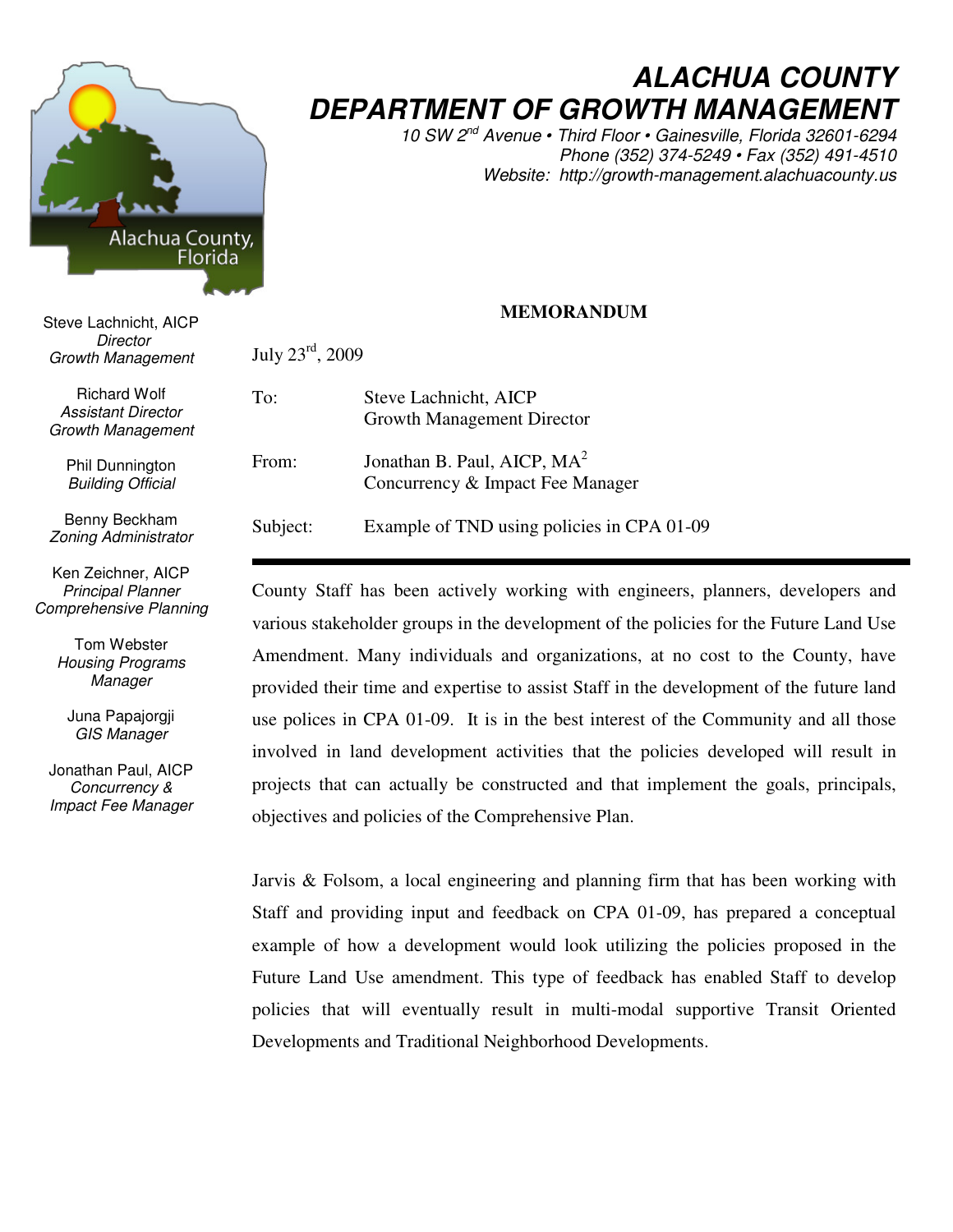# ALACHUA COUNTY
# DEPARTMENT OF GROWTH MANAGEMENT

*10 SW 2nd Avenue • Third Floor • Gainesville, Florida 32601-6294*
*Phone (352) 374-5249 • Fax (352) 491-4510*
*Website: http://growth-management.alachuacounty.us*

Steve Lachnicht, AICP
*Director*
*Growth Management*

Richard Wolf
*Assistant Director*
*Growth Management*

Phil Dunnington
*Building Official*

Benny Beckham
*Zoning Administrator*

Ken Zeichner, AICP
*Principal Planner*
*Comprehensive Planning*

Tom Webster
*Housing Programs Manager*

Juna Papajorgji
*GIS Manager*

Jonathan Paul, AICP
*Concurrency & Impact Fee Manager*

**MEMORANDUM**

July 23rd, 2009

To: Steve Lachnicht, AICP
Growth Management Director

From: Jonathan B. Paul, AICP, MA[2]
Concurrency & Impact Fee Manager

Subject: Example of TND using policies in CPA 01-09

---

County Staff has been actively working with engineers, planners, developers and various stakeholder groups in the development of the policies for the Future Land Use Amendment. Many individuals and organizations, at no cost to the County, have provided their time and expertise to assist Staff in the development of the future land use polices in CPA 01-09. It is in the best interest of the Community and all those involved in land development activities that the policies developed will result in projects that can actually be constructed and that implement the goals, principals, objectives and policies of the Comprehensive Plan.

Jarvis & Folsom, a local engineering and planning firm that has been working with Staff and providing input and feedback on CPA 01-09, has prepared a conceptual example of how a development would look utilizing the policies proposed in the Future Land Use amendment. This type of feedback has enabled Staff to develop policies that will eventually result in multi-modal supportive Transit Oriented Developments and Traditional Neighborhood Developments.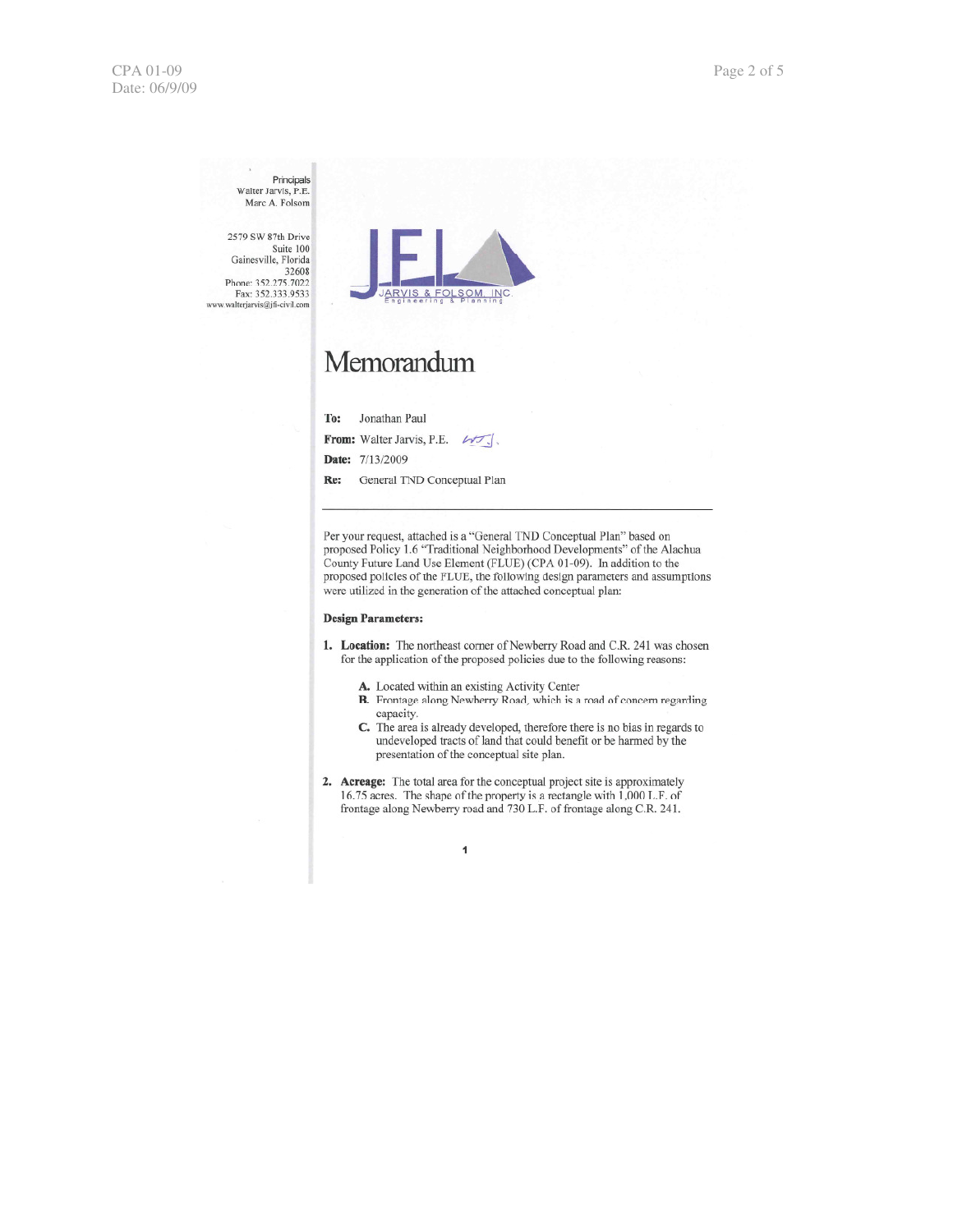Principals
Walter Jarvis, P.E.
Marc A. Folsom

2579 SW 87th Drive
Suite 100
Gainesville, Florida
32608
Phone: 352.275.7022
Fax: 352.333.9533
www.walterjarvis@jfl-civil.com

JARVIS & FOLSOM, INC.
Engineering & Planning

# Memorandum

**To:** Jonathan Paul

**From:** Walter Jarvis, P.E.

**Date:** 7/13/2009

**Re:** General TND Conceptual Plan

---

Per your request, attached is a "General TND Conceptual Plan" based on proposed Policy 1.6 "Traditional Neighborhood Developments" of the Alachua County Future Land Use Element (FLUE) (CPA 01-09). In addition to the proposed policies of the FLUE, the following design parameters and assumptions were utilized in the generation of the attached conceptual plan:

**Design Parameters:**

1. **Location:** The northeast corner of Newberry Road and C.R. 241 was chosen for the application of the proposed policies due to the following reasons:

    **A.** Located within an existing Activity Center
    **B.** Frontage along Newberry Road, which is a road of concern regarding capacity.
    **C.** The area is already developed, therefore there is no bias in regards to undeveloped tracts of land that could benefit or be harmed by the presentation of the conceptual site plan.

2. **Acreage:** The total area for the conceptual project site is approximately 16.75 acres. The shape of the property is a rectangle with 1,000 L.F. of frontage along Newberry road and 730 L.F. of frontage along C.R. 241.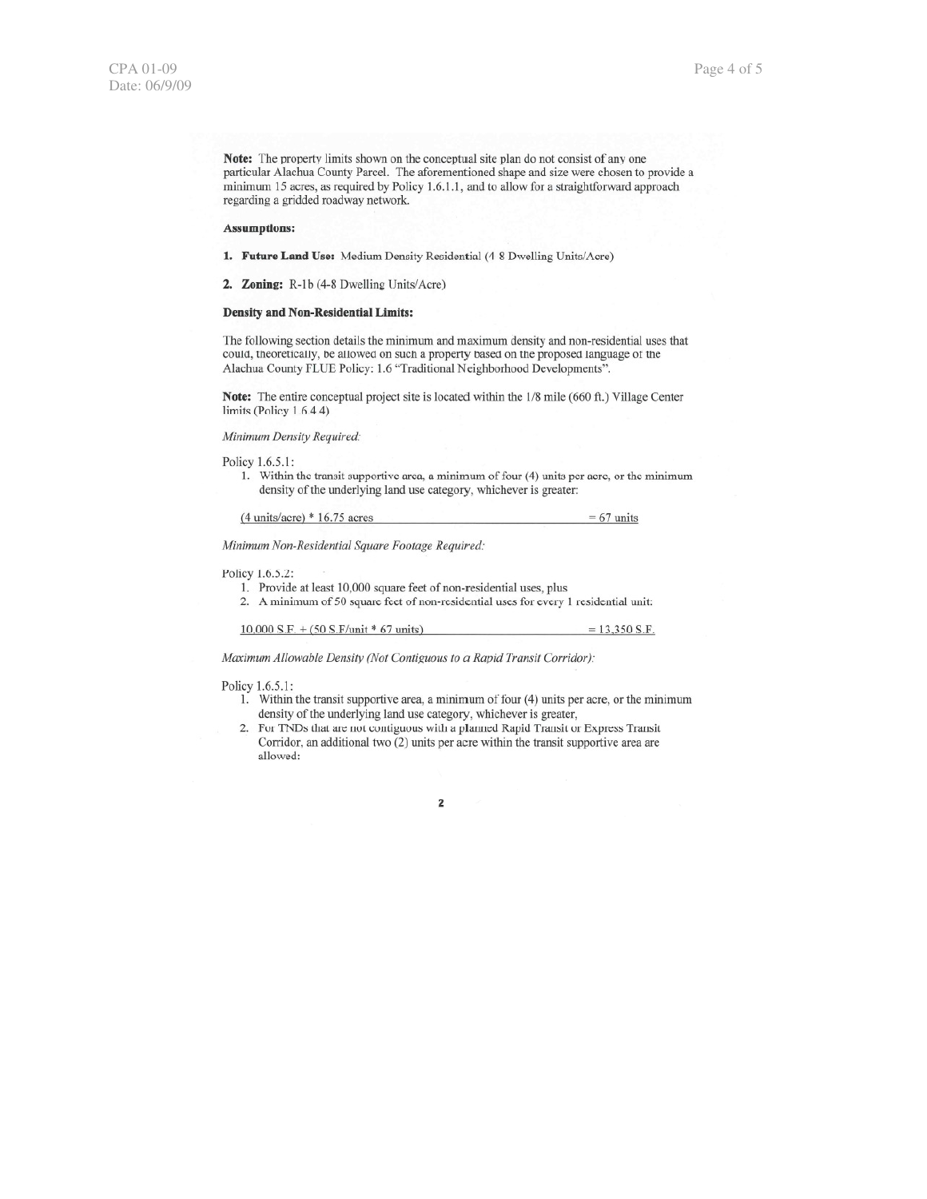**Note:** The property limits shown on the conceptual site plan do not consist of any one particular Alachua County Parcel. The aforementioned shape and size were chosen to provide a minimum 15 acres, as required by Policy 1.6.1.1, and to allow for a straightforward approach regarding a gridded roadway network.

**Assumptions:**

1. **Future Land Use:** Medium Density Residential (4-8 Dwelling Units/Acre)

2. **Zoning:** R-1b (4-8 Dwelling Units/Acre)

**Density and Non-Residential Limits:**

The following section details the minimum and maximum density and non-residential uses that could, theoretically, be allowed on such a property based on the proposed language of the Alachua County FLUE Policy: 1.6 "Traditional Neighborhood Developments".

**Note:** The entire conceptual project site is located within the 1/8 mile (660 ft.) Village Center limits (Policy 1.6.4.4)

*Minimum Density Required:*

Policy 1.6.5.1:

1. Within the transit supportive area, a minimum of four (4) units per acre, or the minimum density of the underlying land use category, whichever is greater:

(4 units/acre) * 16.75 acres = 67 units

*Minimum Non-Residential Square Footage Required:*

Policy 1.6.5.2:

1. Provide at least 10,000 square feet of non-residential uses, plus
2. A minimum of 50 square feet of non-residential uses for every 1 residential unit:

10,000 S.F. + (50 S.F/unit * 67 units) = 13,350 S.F.

*Maximum Allowable Density (Not Contiguous to a Rapid Transit Corridor):*

Policy 1.6.5.1:

1. Within the transit supportive area, a minimum of four (4) units per acre, or the minimum density of the underlying land use category, whichever is greater,
2. For TNDs that are not contiguous with a planned Rapid Transit or Express Transit Corridor, an additional two (2) units per acre within the transit supportive area are allowed: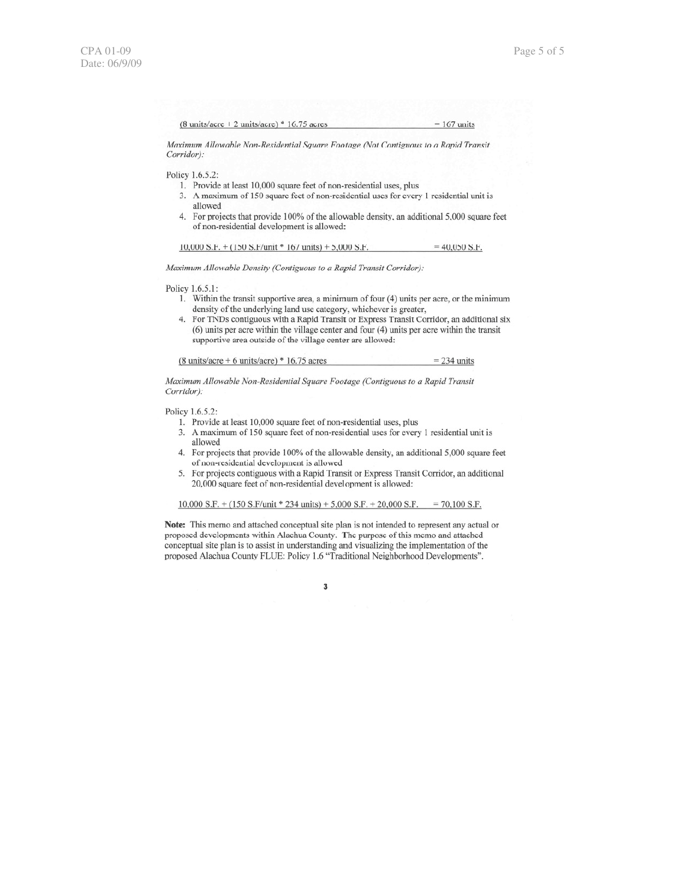(8 units/acre + 2 units/acre) * 16.75 acres = 167 units

*Maximum Allowable Non-Residential Square Footage (Not Contiguous to a Rapid Transit Corridor):*

Policy 1.6.5.2:

1. Provide at least 10,000 square feet of non-residential uses, plus
3. A maximum of 150 square feet of non-residential uses for every 1 residential unit is allowed
4. For projects that provide 100% of the allowable density, an additional 5,000 square feet of non-residential development is allowed:

10,000 S.F. + (150 S.F/unit * 167 units) + 5,000 S.F. = 40,050 S.F.

*Maximum Allowable Density (Contiguous to a Rapid Transit Corridor):*

Policy 1.6.5.1:

1. Within the transit supportive area, a minimum of four (4) units per acre, or the minimum density of the underlying land use category, whichever is greater,
4. For TNDs contiguous with a Rapid Transit or Express Transit Corridor, an additional six (6) units per acre within the village center and four (4) units per acre within the transit supportive area outside of the village center are allowed:

(8 units/acre + 6 units/acre) * 16.75 acres = 234 units

*Maximum Allowable Non-Residential Square Footage (Contiguous to a Rapid Transit Corridor):*

Policy 1.6.5.2:

1. Provide at least 10,000 square feet of non-residential uses, plus
3. A maximum of 150 square feet of non-residential uses for every 1 residential unit is allowed
4. For projects that provide 100% of the allowable density, an additional 5,000 square feet of non-residential development is allowed
5. For projects contiguous with a Rapid Transit or Express Transit Corridor, an additional 20,000 square feet of non-residential development is allowed:

10,000 S.F. + (150 S.F/unit * 234 units) + 5,000 S.F. + 20,000 S.F. = 70,100 S.F.

**Note:** This memo and attached conceptual site plan is not intended to represent any actual or proposed developments within Alachua County. The purpose of this memo and attached conceptual site plan is to assist in understanding and visualizing the implementation of the proposed Alachua County FLUE: Policy 1.6 "Traditional Neighborhood Developments".